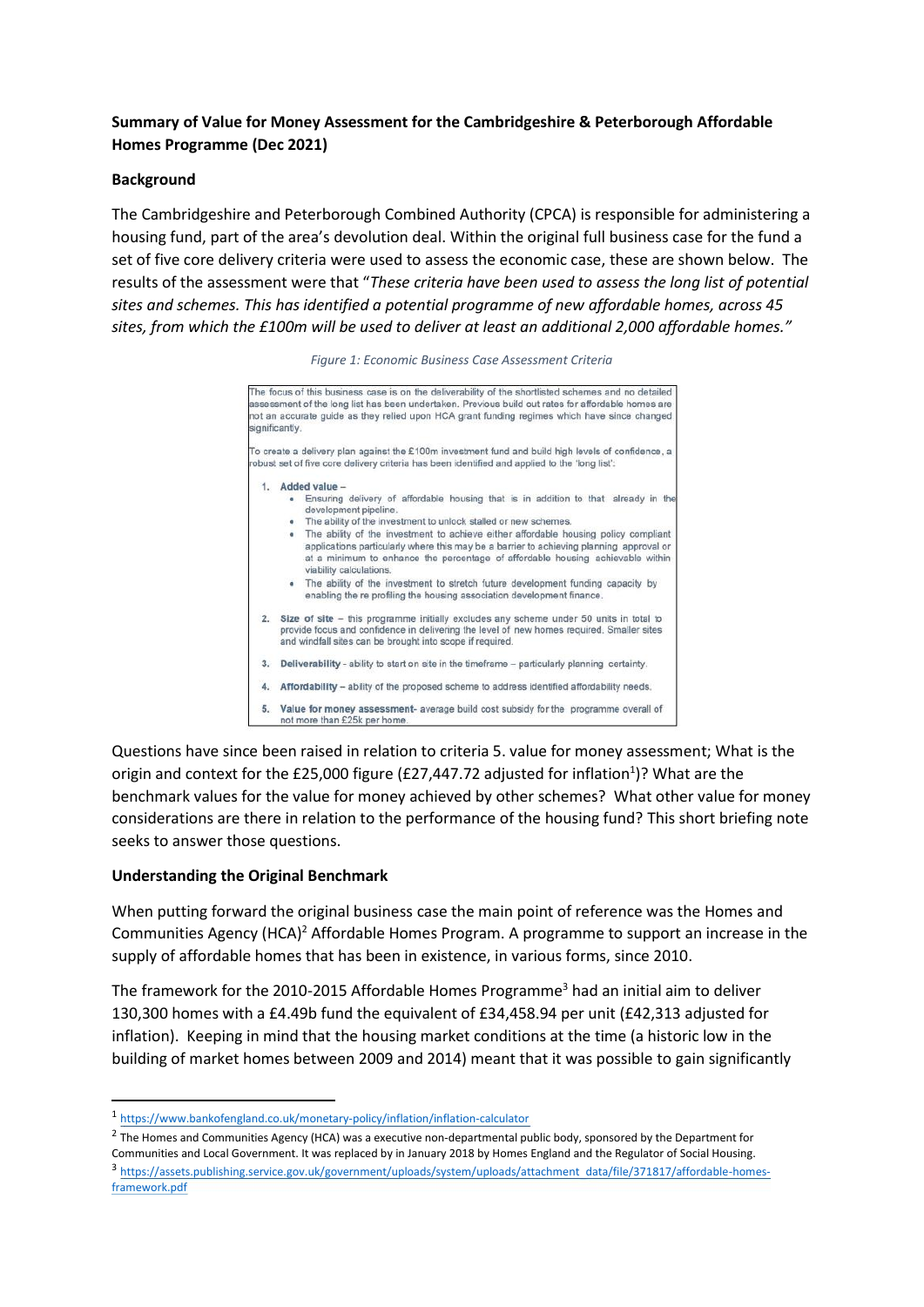**Summary of Value for Money Assessment for the Cambridgeshire & Peterborough Affordable Homes Programme (Dec 2021)**

**Background**

The Cambridgeshire and Peterborough Combined Authority (CPCA) is responsible for administering a housing fund, part of the area's devolution deal. Within the original full business case for the fund a set of five core delivery criteria were used to assess the economic case, these are shown below. The results of the assessment were that "*These criteria have been used to assess the long list of potential sites and schemes. This has identified a potential programme of new affordable homes, across 45 sites, from which the £100m will be used to deliver at least an additional 2,000 affordable homes.*"

*Figure 1: Economic Business Case Assessment Criteria*

The focus of this business case is on the deliverability of the shortlisted schemes and no detailed assessment of the long list has been undertaken. Previous build out rates for affordable homes are not an accurate guide as they relied upon HCA grant funding regimes which have since changed significantly.

To create a delivery plan against the £100m investment fund and build high levels of confidence, a robust set of five core delivery criteria has been identified and applied to the 'long list':

1. **Added value –**
   - Ensuring delivery of affordable housing that is in addition to that already in the development pipeline.
   - The ability of the investment to unlock stalled or new schemes.
   - The ability of the investment to achieve either affordable housing policy compliant applications particularly where this may be a barrier to achieving planning approval or at a minimum to enhance the percentage of affordable housing achievable within viability calculations.
   - The ability of the investment to stretch future development funding capacity by enabling the re profiling the housing association development finance.
2. **Size of site** – this programme initially excludes any scheme under 50 units in total to provide focus and confidence in delivering the level of new homes required. Smaller sites and windfall sites can be brought into scope if required.
3. **Deliverability** - ability to start on site in the timeframe – particularly planning certainty.
4. **Affordability** – ability of the proposed scheme to address identified affordability needs.
5. **Value for money assessment**- average build cost subsidy for the programme overall of not more than £25k per home.

Questions have since been raised in relation to criteria 5. value for money assessment; What is the origin and context for the £25,000 figure (£27,447.72 adjusted for inflation[1])? What are the benchmark values for the value for money achieved by other schemes? What other value for money considerations are there in relation to the performance of the housing fund? This short briefing note seeks to answer those questions.

**Understanding the Original Benchmark**

When putting forward the original business case the main point of reference was the Homes and Communities Agency (HCA)[2] Affordable Homes Program. A programme to support an increase in the supply of affordable homes that has been in existence, in various forms, since 2010.

The framework for the 2010-2015 Affordable Homes Programme[3] had an initial aim to deliver 130,300 homes with a £4.49b fund the equivalent of £34,458.94 per unit (£42,313 adjusted for inflation). Keeping in mind that the housing market conditions at the time (a historic low in the building of market homes between 2009 and 2014) meant that it was possible to gain significantly

---

[1] https://www.bankofengland.co.uk/monetary-policy/inflation/inflation-calculator

[2] The Homes and Communities Agency (HCA) was a executive non-departmental public body, sponsored by the Department for Communities and Local Government. It was replaced by in January 2018 by Homes England and the Regulator of Social Housing.

[3] https://assets.publishing.service.gov.uk/government/uploads/system/uploads/attachment_data/file/371817/affordable-homes-framework.pdf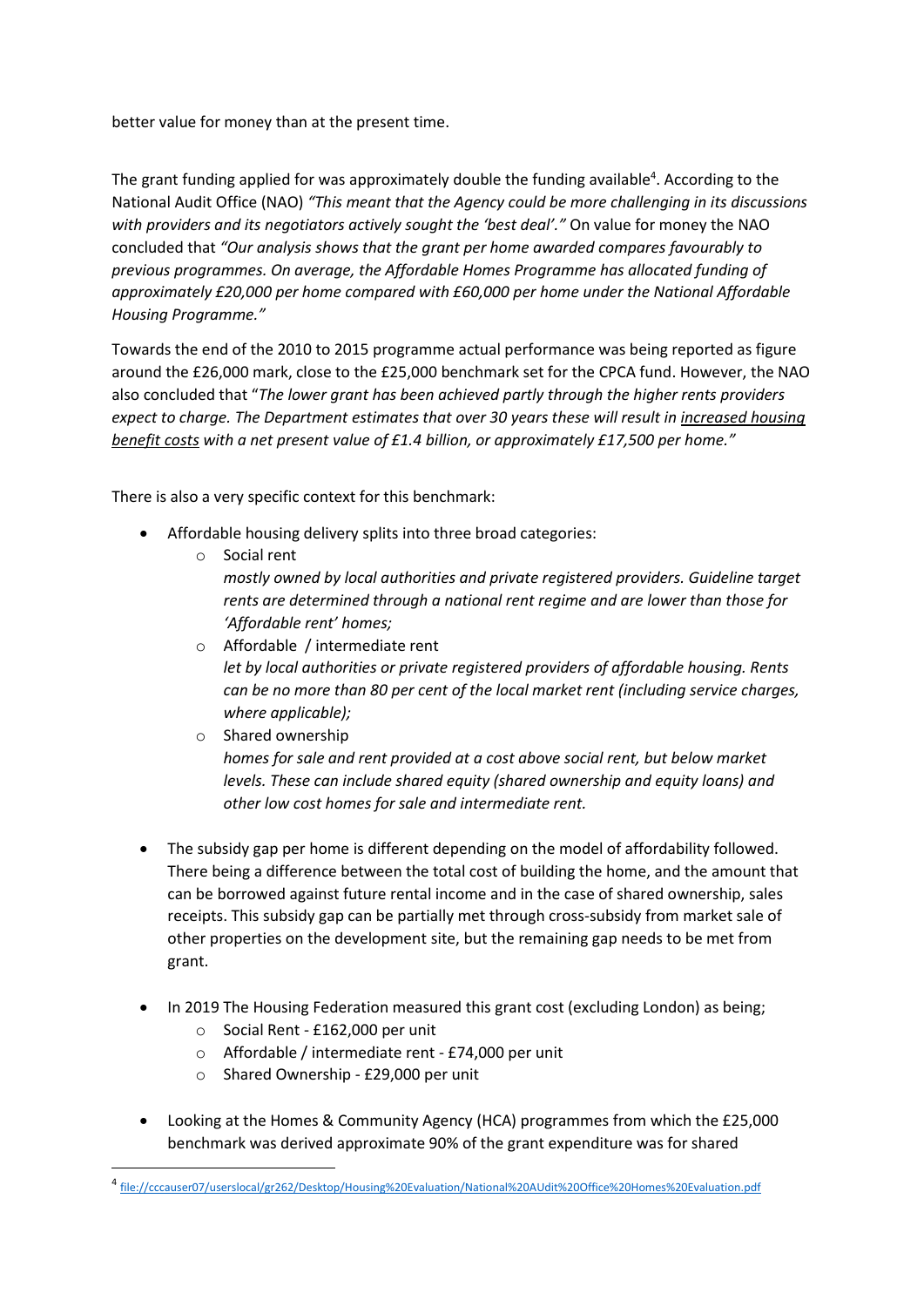better value for money than at the present time.

The grant funding applied for was approximately double the funding available[4]. According to the National Audit Office (NAO) *"This meant that the Agency could be more challenging in its discussions with providers and its negotiators actively sought the 'best deal'."* On value for money the NAO concluded that *"Our analysis shows that the grant per home awarded compares favourably to previous programmes. On average, the Affordable Homes Programme has allocated funding of approximately £20,000 per home compared with £60,000 per home under the National Affordable Housing Programme."*

Towards the end of the 2010 to 2015 programme actual performance was being reported as figure around the £26,000 mark, close to the £25,000 benchmark set for the CPCA fund. However, the NAO also concluded that "*The lower grant has been achieved partly through the higher rents providers expect to charge. The Department estimates that over 30 years these will result in increased housing benefit costs with a net present value of £1.4 billion, or approximately £17,500 per home."*

There is also a very specific context for this benchmark:

- Affordable housing delivery splits into three broad categories:
  - Social rent
    *mostly owned by local authorities and private registered providers. Guideline target rents are determined through a national rent regime and are lower than those for 'Affordable rent' homes;*
  - Affordable / intermediate rent
    *let by local authorities or private registered providers of affordable housing. Rents can be no more than 80 per cent of the local market rent (including service charges, where applicable);*
  - Shared ownership
    *homes for sale and rent provided at a cost above social rent, but below market levels. These can include shared equity (shared ownership and equity loans) and other low cost homes for sale and intermediate rent.*

- The subsidy gap per home is different depending on the model of affordability followed. There being a difference between the total cost of building the home, and the amount that can be borrowed against future rental income and in the case of shared ownership, sales receipts. This subsidy gap can be partially met through cross-subsidy from market sale of other properties on the development site, but the remaining gap needs to be met from grant.

- In 2019 The Housing Federation measured this grant cost (excluding London) as being;
  - Social Rent - £162,000 per unit
  - Affordable / intermediate rent - £74,000 per unit
  - Shared Ownership - £29,000 per unit

- Looking at the Homes & Community Agency (HCA) programmes from which the £25,000 benchmark was derived approximate 90% of the grant expenditure was for shared

[4] file://cccauser07/userslocal/gr262/Desktop/Housing%20Evaluation/National%20AUdit%20Office%20Homes%20Evaluation.pdf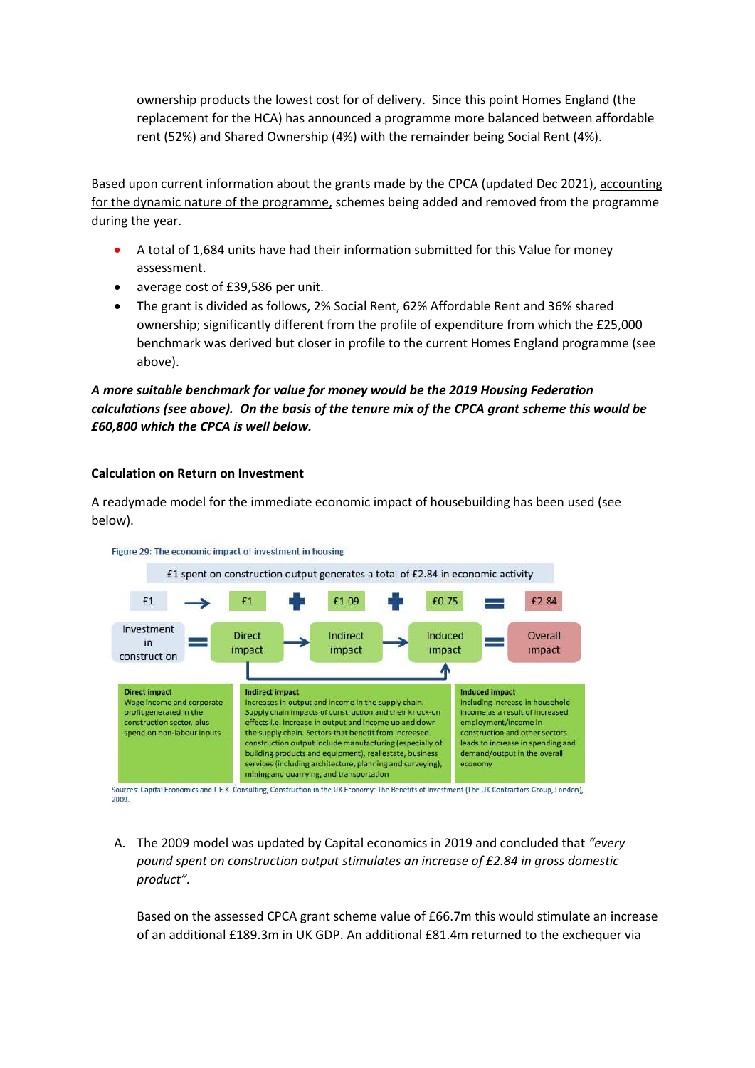ownership products the lowest cost for of delivery. Since this point Homes England (the replacement for the HCA) has announced a programme more balanced between affordable rent (52%) and Shared Ownership (4%) with the remainder being Social Rent (4%).

Based upon current information about the grants made by the CPCA (updated Dec 2021), accounting for the dynamic nature of the programme, schemes being added and removed from the programme during the year.

- A total of 1,684 units have had their information submitted for this Value for money assessment.
- average cost of £39,586 per unit.
- The grant is divided as follows, 2% Social Rent, 62% Affordable Rent and 36% shared ownership; significantly different from the profile of expenditure from which the £25,000 benchmark was derived but closer in profile to the current Homes England programme (see above).

***A more suitable benchmark for value for money would be the 2019 Housing Federation calculations (see above). On the basis of the tenure mix of the CPCA grant scheme this would be £60,800 which the CPCA is well below.***

**Calculation on Return on Investment**

A readymade model for the immediate economic impact of housebuilding has been used (see below).

Figure 29: The economic impact of investment in housing

£1 spent on construction output generates a total of £2.84 in economic activity

| £1 | → | £1 | + | £1.09 | + | £0.75 | = | £2.84 |
|---|---|---|---|---|---|---|---|---|
| Investment in construction | = | Direct impact | → | Indirect impact | → | Induced impact | = | Overall impact |

| Direct impact | Indirect impact | Induced impact |
|---|---|---|
| Wage income and corporate profit generated in the construction sector, plus spend on non-labour inputs | Increases in output and income in the supply chain. Supply chain impacts of construction and their knock-on effects i.e. Increase in output and income up and down the supply chain. Sectors that benefit from increased construction output include manufacturing (especially of building products and equipment), real estate, business services (including architecture, planning and surveying), mining and quarrying, and transportation | Including increase in household income as a result of increased employment/income in construction and other sectors leads to increase in spending and demand/output in the overall economy |

Sources: Capital Economics and L.E.K. Consulting, Construction in the UK Economy: The Benefits of Investment (The UK Contractors Group, London), 2009.

A. The 2009 model was updated by Capital economics in 2019 and concluded that *"every pound spent on construction output stimulates an increase of £2.84 in gross domestic product".*

   Based on the assessed CPCA grant scheme value of £66.7m this would stimulate an increase of an additional £189.3m in UK GDP. An additional £81.4m returned to the exchequer via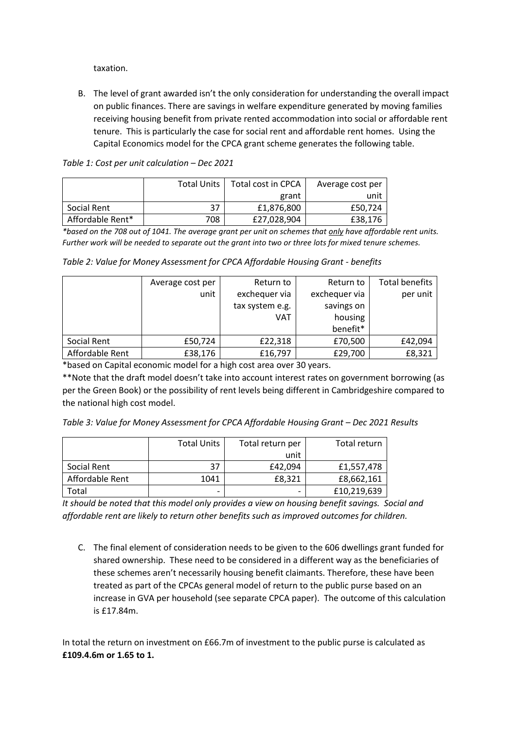taxation.

B. The level of grant awarded isn't the only consideration for understanding the overall impact on public finances. There are savings in welfare expenditure generated by moving families receiving housing benefit from private rented accommodation into social or affordable rent tenure. This is particularly the case for social rent and affordable rent homes. Using the Capital Economics model for the CPCA grant scheme generates the following table.

*Table 1: Cost per unit calculation – Dec 2021*

| | Total Units | Total cost in CPCA grant | Average cost per unit |
|---|---|---|---|
| Social Rent | 37 | £1,876,800 | £50,724 |
| Affordable Rent* | 708 | £27,028,904 | £38,176 |

*\*based on the 708 out of 1041. The average grant per unit on schemes that only have affordable rent units. Further work will be needed to separate out the grant into two or three lots for mixed tenure schemes.*

*Table 2: Value for Money Assessment for CPCA Affordable Housing Grant - benefits*

| | Average cost per unit | Return to exchequer via tax system e.g. VAT | Return to exchequer via savings on housing benefit* | Total benefits per unit |
|---|---|---|---|---|
| Social Rent | £50,724 | £22,318 | £70,500 | £42,094 |
| Affordable Rent | £38,176 | £16,797 | £29,700 | £8,321 |

\*based on Capital economic model for a high cost area over 30 years.

\*\*Note that the draft model doesn't take into account interest rates on government borrowing (as per the Green Book) or the possibility of rent levels being different in Cambridgeshire compared to the national high cost model.

*Table 3: Value for Money Assessment for CPCA Affordable Housing Grant – Dec 2021 Results*

| | Total Units | Total return per unit | Total return |
|---|---|---|---|
| Social Rent | 37 | £42,094 | £1,557,478 |
| Affordable Rent | 1041 | £8,321 | £8,662,161 |
| Total | - | - | £10,219,639 |

*It should be noted that this model only provides a view on housing benefit savings. Social and affordable rent are likely to return other benefits such as improved outcomes for children.*

C. The final element of consideration needs to be given to the 606 dwellings grant funded for shared ownership. These need to be considered in a different way as the beneficiaries of these schemes aren't necessarily housing benefit claimants. Therefore, these have been treated as part of the CPCAs general model of return to the public purse based on an increase in GVA per household (see separate CPCA paper). The outcome of this calculation is £17.84m.

In total the return on investment on £66.7m of investment to the public purse is calculated as **£109.4.6m or 1.65 to 1.**